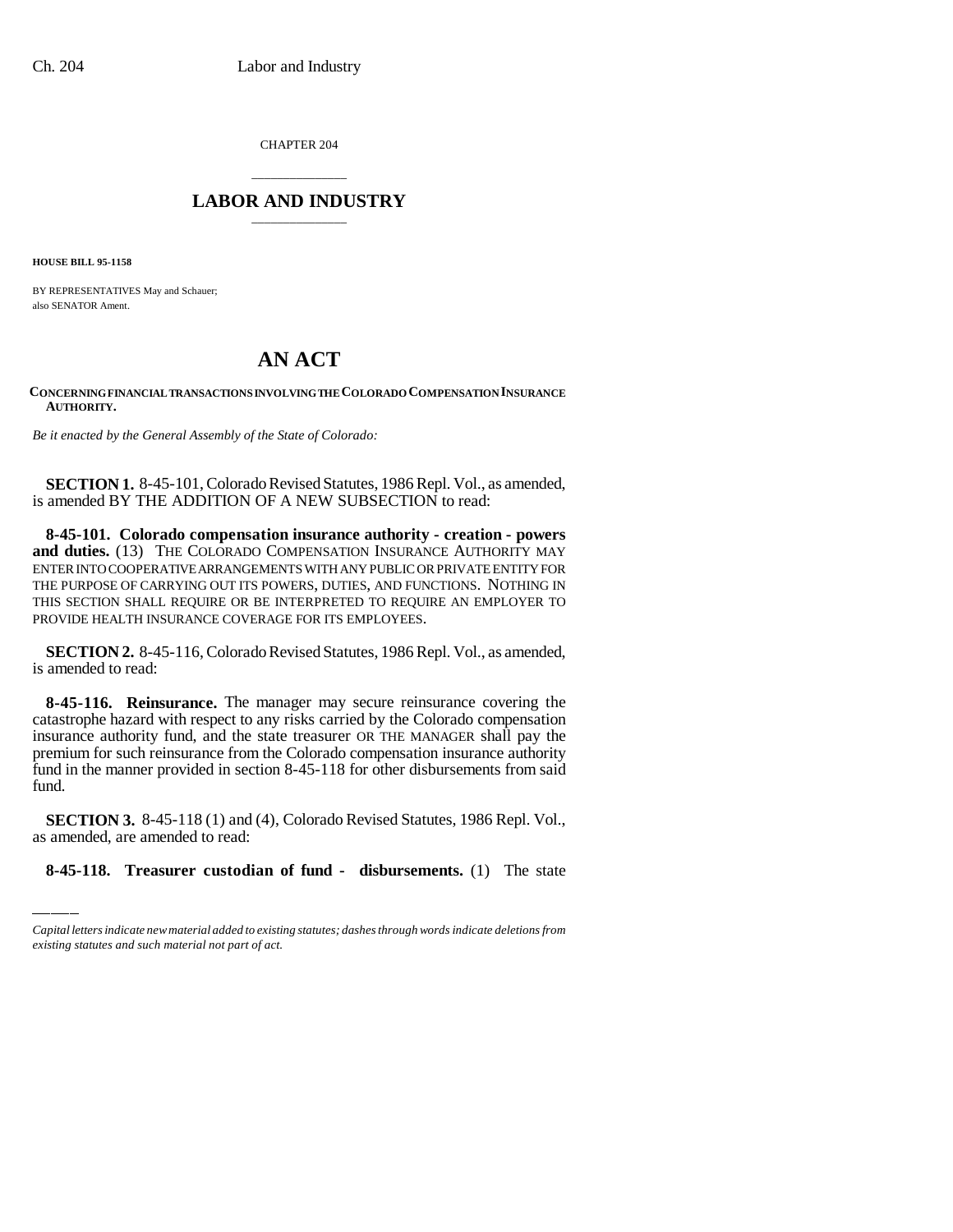CHAPTER 204

## LABOR AND INDUSTRY

**HOUSE BILL 95-1158**

BY REPRESENTATIVES May and Schauer;
also SENATOR Ament.

# AN ACT

**CONCERNING FINANCIAL TRANSACTIONS INVOLVING THE COLORADO COMPENSATION INSURANCE AUTHORITY.**

*Be it enacted by the General Assembly of the State of Colorado:*

**SECTION 1.** 8-45-101, Colorado Revised Statutes, 1986 Repl. Vol., as amended, is amended BY THE ADDITION OF A NEW SUBSECTION to read:

**8-45-101. Colorado compensation insurance authority - creation - powers and duties.** (13) THE COLORADO COMPENSATION INSURANCE AUTHORITY MAY ENTER INTO COOPERATIVE ARRANGEMENTS WITH ANY PUBLIC OR PRIVATE ENTITY FOR THE PURPOSE OF CARRYING OUT ITS POWERS, DUTIES, AND FUNCTIONS. NOTHING IN THIS SECTION SHALL REQUIRE OR BE INTERPRETED TO REQUIRE AN EMPLOYER TO PROVIDE HEALTH INSURANCE COVERAGE FOR ITS EMPLOYEES.

**SECTION 2.** 8-45-116, Colorado Revised Statutes, 1986 Repl. Vol., as amended, is amended to read:

**8-45-116. Reinsurance.** The manager may secure reinsurance covering the catastrophe hazard with respect to any risks carried by the Colorado compensation insurance authority fund, and the state treasurer OR THE MANAGER shall pay the premium for such reinsurance from the Colorado compensation insurance authority fund in the manner provided in section 8-45-118 for other disbursements from said fund.

**SECTION 3.** 8-45-118 (1) and (4), Colorado Revised Statutes, 1986 Repl. Vol., as amended, are amended to read:

**8-45-118. Treasurer custodian of fund - disbursements.** (1) The state

*Capital letters indicate new material added to existing statutes; dashes through words indicate deletions from existing statutes and such material not part of act.*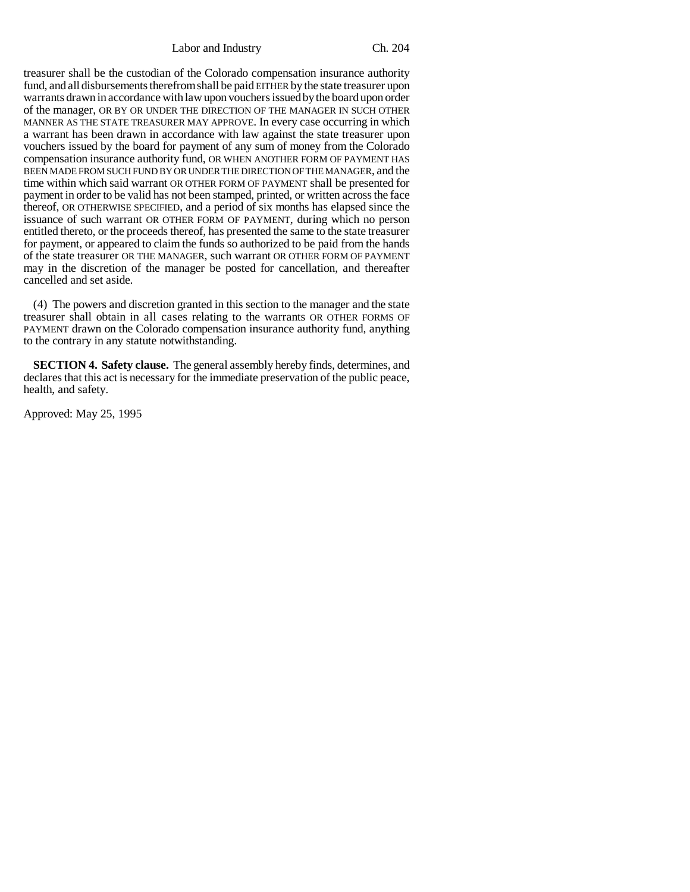treasurer shall be the custodian of the Colorado compensation insurance authority fund, and all disbursements therefrom shall be paid EITHER by the state treasurer upon warrants drawn in accordance with law upon vouchers issued by the board upon order of the manager, OR BY OR UNDER THE DIRECTION OF THE MANAGER IN SUCH OTHER MANNER AS THE STATE TREASURER MAY APPROVE. In every case occurring in which a warrant has been drawn in accordance with law against the state treasurer upon vouchers issued by the board for payment of any sum of money from the Colorado compensation insurance authority fund, OR WHEN ANOTHER FORM OF PAYMENT HAS BEEN MADE FROM SUCH FUND BY OR UNDER THE DIRECTION OF THE MANAGER, and the time within which said warrant OR OTHER FORM OF PAYMENT shall be presented for payment in order to be valid has not been stamped, printed, or written across the face thereof, OR OTHERWISE SPECIFIED, and a period of six months has elapsed since the issuance of such warrant OR OTHER FORM OF PAYMENT, during which no person entitled thereto, or the proceeds thereof, has presented the same to the state treasurer for payment, or appeared to claim the funds so authorized to be paid from the hands of the state treasurer OR THE MANAGER, such warrant OR OTHER FORM OF PAYMENT may in the discretion of the manager be posted for cancellation, and thereafter cancelled and set aside.

(4) The powers and discretion granted in this section to the manager and the state treasurer shall obtain in all cases relating to the warrants OR OTHER FORMS OF PAYMENT drawn on the Colorado compensation insurance authority fund, anything to the contrary in any statute notwithstanding.

**SECTION 4. Safety clause.** The general assembly hereby finds, determines, and declares that this act is necessary for the immediate preservation of the public peace, health, and safety.

Approved: May 25, 1995